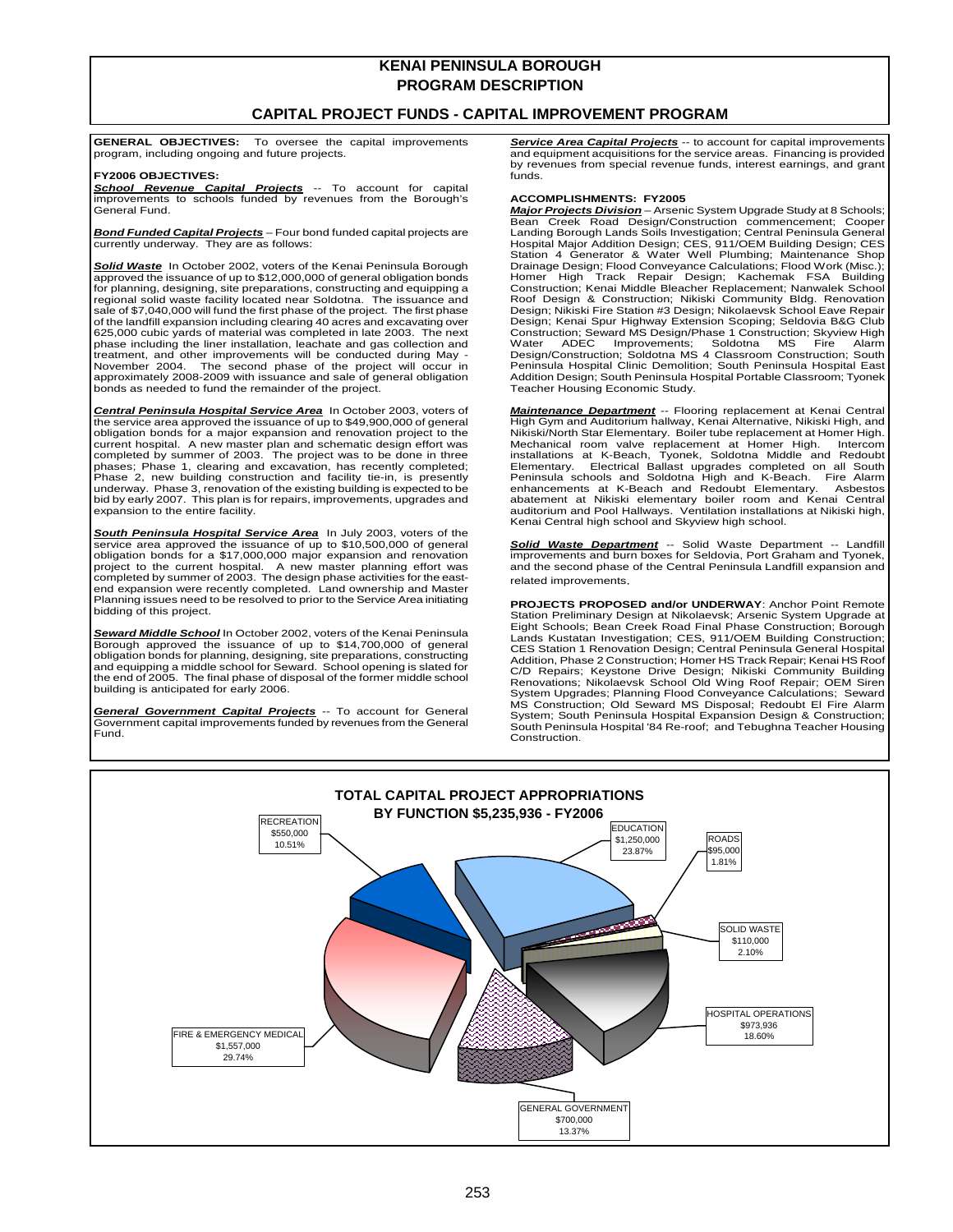# KENAI PENINSULA BOROUGH
# PROGRAM DESCRIPTION

## CAPITAL PROJECT FUNDS - CAPITAL IMPROVEMENT PROGRAM

**GENERAL OBJECTIVES:** To oversee the capital improvements program, including ongoing and future projects.

**FY2006 OBJECTIVES:**

***School Revenue Capital Projects*** -- To account for capital improvements to schools funded by revenues from the Borough's General Fund.

***Bond Funded Capital Projects*** – Four bond funded capital projects are currently underway. They are as follows:

***Solid Waste*** In October 2002, voters of the Kenai Peninsula Borough approved the issuance of up to $12,000,000 of general obligation bonds for planning, designing, site preparations, constructing and equipping a regional solid waste facility located near Soldotna. The issuance and sale of $7,040,000 will fund the first phase of the project. The first phase of the landfill expansion including clearing 40 acres and excavating over 625,000 cubic yards of material was completed in late 2003. The next phase including the liner installation, leachate and gas collection and treatment, and other improvements will be conducted during May - November 2004. The second phase of the project will occur in approximately 2008-2009 with issuance and sale of general obligation bonds as needed to fund the remainder of the project.

***Central Peninsula Hospital Service Area*** In October 2003, voters of the service area approved the issuance of up to $49,900,000 of general obligation bonds for a major expansion and renovation project to the current hospital. A new master plan and schematic design effort was completed by summer of 2003. The project was to be done in three phases; Phase 1, clearing and excavation, has recently completed; Phase 2, new building construction and facility tie-in, is presently underway. Phase 3, renovation of the existing building is expected to be bid by early 2007. This plan is for repairs, improvements, upgrades and expansion to the entire facility.

***South Peninsula Hospital Service Area*** In July 2003, voters of the service area approved the issuance of up to $10,500,000 of general obligation bonds for a $17,000,000 major expansion and renovation project to the current hospital. A new master planning effort was completed by summer of 2003. The design phase activities for the east-end expansion were recently completed. Land ownership and Master Planning issues need to be resolved to prior to the Service Area initiating bidding of this project.

***Seward Middle School*** In October 2002, voters of the Kenai Peninsula Borough approved the issuance of up to $14,700,000 of general obligation bonds for planning, designing, site preparations, constructing and equipping a middle school for Seward. School opening is slated for the end of 2005. The final phase of disposal of the former middle school building is anticipated for early 2006.

***General Government Capital Projects*** -- To account for General Government capital improvements funded by revenues from the General Fund.

***Service Area Capital Projects*** -- to account for capital improvements and equipment acquisitions for the service areas. Financing is provided by revenues from special revenue funds, interest earnings, and grant funds.

**ACCOMPLISHMENTS: FY2005**

***Major Projects Division*** – Arsenic System Upgrade Study at 8 Schools; Bean Creek Road Design/Construction commencement; Cooper Landing Borough Lands Soils Investigation; Central Peninsula General Hospital Major Addition Design; CES, 911/OEM Building Design; CES Station 4 Generator & Water Well Plumbing; Maintenance Shop Drainage Design; Flood Conveyance Calculations; Flood Work (Misc.); Homer High Track Repair Design; Kachemak FSA Building Construction; Kenai Middle Bleacher Replacement; Nanwalek School Roof Design & Construction; Nikiski Community Bldg. Renovation Design; Nikiski Fire Station #3 Design; Nikolaevsk School Eave Repair Design; Kenai Spur Highway Extension Scoping; Seldovia B&G Club Construction; Seward MS Design/Phase 1 Construction; Skyview High Water ADEC Improvements; Soldotna MS Fire Alarm Design/Construction; Soldotna MS 4 Classroom Construction; South Peninsula Hospital Clinic Demolition; South Peninsula Hospital East Addition Design; South Peninsula Hospital Portable Classroom; Tyonek Teacher Housing Economic Study.

***Maintenance Department*** -- Flooring replacement at Kenai Central High Gym and Auditorium hallway, Kenai Alternative, Nikiski High, and Nikiski/North Star Elementary. Boiler tube replacement at Homer High. Mechanical room valve replacement at Homer High. Intercom installations at K-Beach, Tyonek, Soldotna Middle and Redoubt Elementary. Electrical Ballast upgrades completed on all South Peninsula schools and Soldotna High and K-Beach. Fire Alarm enhancements at K-Beach and Redoubt Elementary. Asbestos abatement at Nikiski elementary boiler room and Kenai Central auditorium and Pool Hallways. Ventilation installations at Nikiski high, Kenai Central high school and Skyview high school.

***Solid Waste Department*** -- Solid Waste Department -- Landfill improvements and burn boxes for Seldovia, Port Graham and Tyonek, and the second phase of the Central Peninsula Landfill expansion and related improvements.

**PROJECTS PROPOSED and/or UNDERWAY**: Anchor Point Remote Station Preliminary Design at Nikolaevsk; Arsenic System Upgrade at Eight Schools; Bean Creek Road Final Phase Construction; Borough Lands Kustatan Investigation; CES, 911/OEM Building Construction; CES Station 1 Renovation Design; Central Peninsula General Hospital Addition, Phase 2 Construction; Homer HS Track Repair; Kenai HS Roof C/D Repairs; Keystone Drive Design; Nikiski Community Building Renovations; Nikolaevsk School Old Wing Roof Repair; OEM Siren System Upgrades; Planning Flood Conveyance Calculations; Seward MS Construction; Old Seward MS Disposal; Redoubt El Fire Alarm System; South Peninsula Hospital Expansion Design & Construction; South Peninsula Hospital '84 Re-roof; and Tebughna Teacher Housing Construction.

**TOTAL CAPITAL PROJECT APPROPRIATIONS BY FUNCTION $5,235,936 - FY2006**

| Function | Amount | Percent |
|---|---|---|
| Recreation | $550,000 | 10.51% |
| Education | $1,250,000 | 23.87% |
| Roads | $95,000 | 1.81% |
| Solid Waste | $110,000 | 2.10% |
| Hospital Operations | $973,936 | 18.60% |
| General Government | $700,000 | 13.37% |
| Fire & Emergency Medical | $1,557,000 | 29.74% |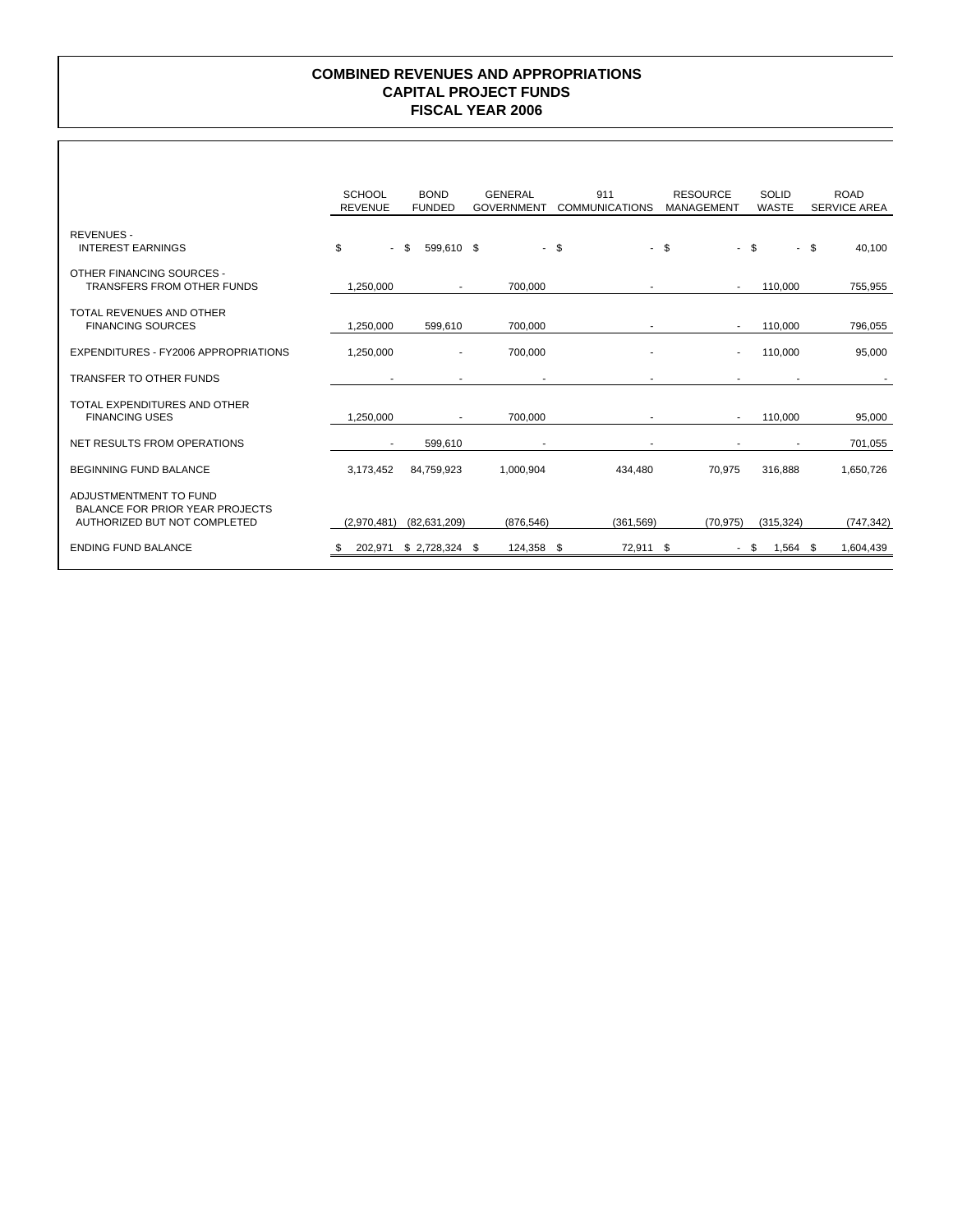# COMBINED REVENUES AND APPROPRIATIONS
## CAPITAL PROJECT FUNDS
## FISCAL YEAR 2006

| | SCHOOL REVENUE | BOND FUNDED | GENERAL GOVERNMENT | 911 COMMUNICATIONS | RESOURCE MANAGEMENT | SOLID WASTE | ROAD SERVICE AREA |
|---|---|---|---|---|---|---|---|
| REVENUES - INTEREST EARNINGS | $ - | $ 599,610 | $ - | $ - | $ - | $ - | $ 40,100 |
| OTHER FINANCING SOURCES - TRANSFERS FROM OTHER FUNDS | 1,250,000 | - | 700,000 | - | - | 110,000 | 755,955 |
| TOTAL REVENUES AND OTHER FINANCING SOURCES | 1,250,000 | 599,610 | 700,000 | - | - | 110,000 | 796,055 |
| EXPENDITURES - FY2006 APPROPRIATIONS | 1,250,000 | - | 700,000 | - | - | 110,000 | 95,000 |
| TRANSFER TO OTHER FUNDS | - | - | - | - | - | - | - |
| TOTAL EXPENDITURES AND OTHER FINANCING USES | 1,250,000 | - | 700,000 | - | - | 110,000 | 95,000 |
| NET RESULTS FROM OPERATIONS | - | 599,610 | - | - | - | - | 701,055 |
| BEGINNING FUND BALANCE | 3,173,452 | 84,759,923 | 1,000,904 | 434,480 | 70,975 | 316,888 | 1,650,726 |
| ADJUSTMENTMENT TO FUND BALANCE FOR PRIOR YEAR PROJECTS AUTHORIZED BUT NOT COMPLETED | (2,970,481) | (82,631,209) | (876,546) | (361,569) | (70,975) | (315,324) | (747,342) |
| ENDING FUND BALANCE | $ 202,971 | $ 2,728,324 | $ 124,358 | $ 72,911 | $ - | $ 1,564 | $ 1,604,439 |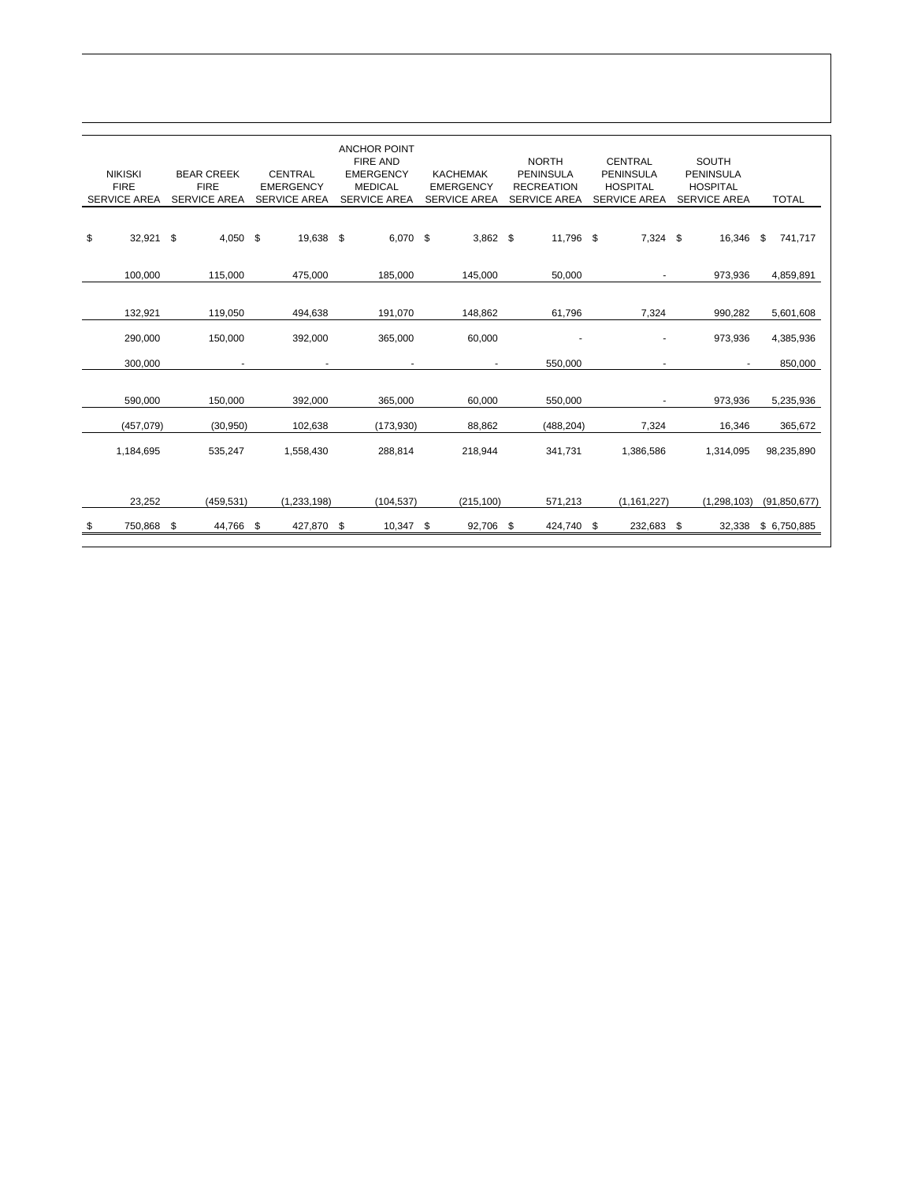| NIKISKI FIRE SERVICE AREA | BEAR CREEK FIRE SERVICE AREA | CENTRAL EMERGENCY SERVICE AREA | ANCHOR POINT FIRE AND EMERGENCY MEDICAL SERVICE AREA | KACHEMAK EMERGENCY SERVICE AREA | NORTH PENINSULA RECREATION SERVICE AREA | CENTRAL PENINSULA HOSPITAL SERVICE AREA | SOUTH PENINSULA HOSPITAL SERVICE AREA | TOTAL |
|---|---|---|---|---|---|---|---|---|
| $ 32,921 | $ 4,050 | $ 19,638 | $ 6,070 | $ 3,862 | $ 11,796 | $ 7,324 | $ 16,346 | $ 741,717 |
| 100,000 | 115,000 | 475,000 | 185,000 | 145,000 | 50,000 | - | 973,936 | 4,859,891 |
| 132,921 | 119,050 | 494,638 | 191,070 | 148,862 | 61,796 | 7,324 | 990,282 | 5,601,608 |
| 290,000 | 150,000 | 392,000 | 365,000 | 60,000 | - | - | 973,936 | 4,385,936 |
| 300,000 | - | - | - | - | 550,000 | - | - | 850,000 |
| 590,000 | 150,000 | 392,000 | 365,000 | 60,000 | 550,000 | - | 973,936 | 5,235,936 |
| (457,079) | (30,950) | 102,638 | (173,930) | 88,862 | (488,204) | 7,324 | 16,346 | 365,672 |
| 1,184,695 | 535,247 | 1,558,430 | 288,814 | 218,944 | 341,731 | 1,386,586 | 1,314,095 | 98,235,890 |
| 23,252 | (459,531) | (1,233,198) | (104,537) | (215,100) | 571,213 | (1,161,227) | (1,298,103) | (91,850,677) |
| $ 750,868 | $ 44,766 | $ 427,870 | $ 10,347 | $ 92,706 | $ 424,740 | $ 232,683 | $ 32,338 | $ 6,750,885 |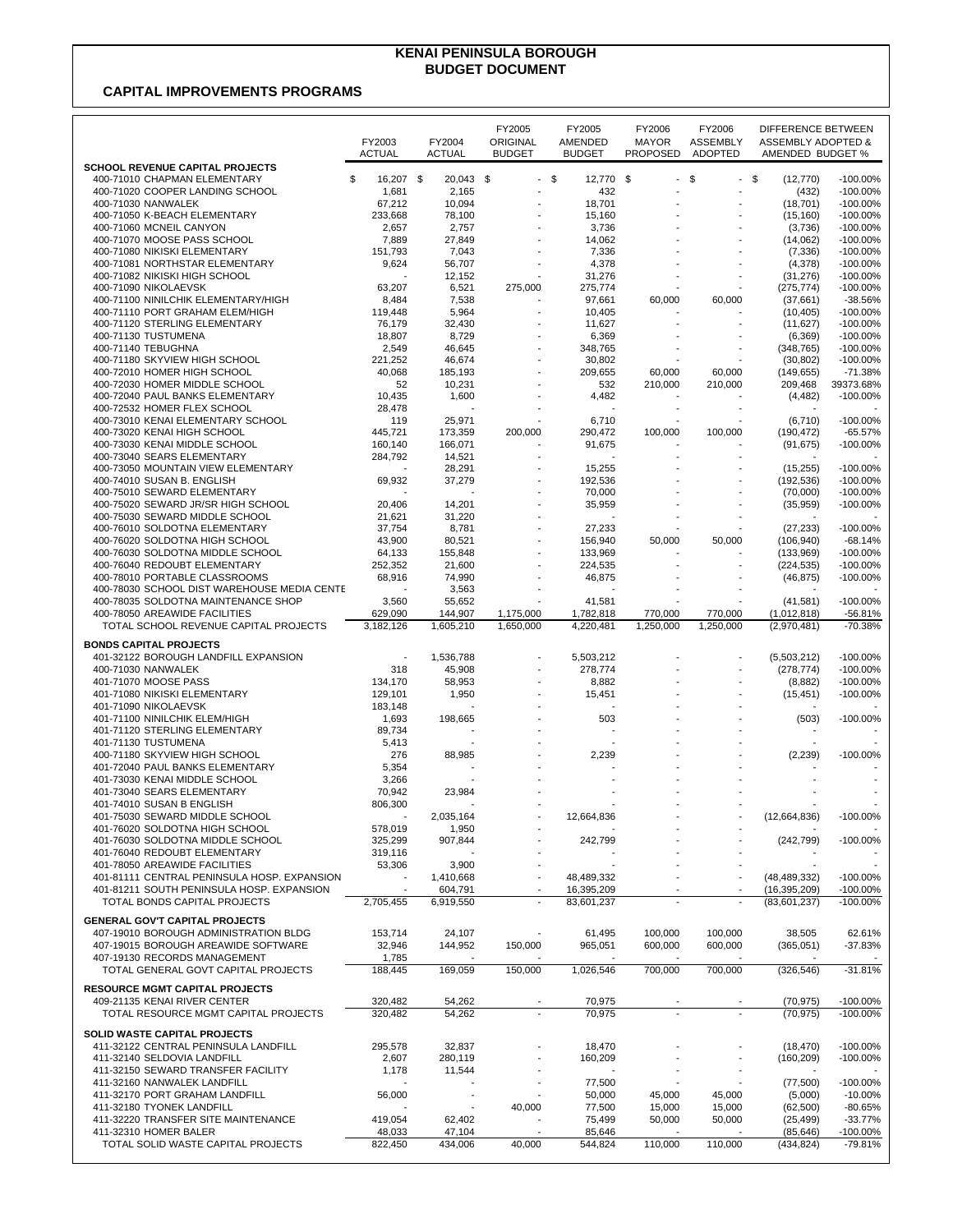# KENAI PENINSULA BOROUGH
## BUDGET DOCUMENT

### CAPITAL IMPROVEMENTS PROGRAMS

| | FY2003 ACTUAL | FY2004 ACTUAL | FY2005 ORIGINAL BUDGET | FY2005 AMENDED BUDGET | FY2006 MAYOR PROPOSED | FY2006 ASSEMBLY ADOPTED | DIFFERENCE BETWEEN ASSEMBLY ADOPTED & AMENDED BUDGET | % |
|---|---|---|---|---|---|---|---|---|
| **SCHOOL REVENUE CAPITAL PROJECTS** | | | | | | | | |
| 400-71010 CHAPMAN ELEMENTARY | $ 16,207 | $ 20,043 | $ - | $ 12,770 | $ - | $ - | $ (12,770) | -100.00% |
| 400-71020 COOPER LANDING SCHOOL | 1,681 | 2,165 | - | 432 | - | - | (432) | -100.00% |
| 400-71030 NANWALEK | 67,212 | 10,094 | - | 18,701 | - | - | (18,701) | -100.00% |
| 400-71050 K-BEACH ELEMENTARY | 233,668 | 78,100 | - | 15,160 | - | - | (15,160) | -100.00% |
| 400-71060 MCNEIL CANYON | 2,657 | 2,757 | - | 3,736 | - | - | (3,736) | -100.00% |
| 400-71070 MOOSE PASS SCHOOL | 7,889 | 27,849 | - | 14,062 | - | - | (14,062) | -100.00% |
| 400-71080 NIKISKI ELEMENTARY | 151,793 | 7,043 | - | 7,336 | - | - | (7,336) | -100.00% |
| 400-71081 NORTHSTAR ELEMENTARY | 9,624 | 56,707 | - | 4,378 | - | - | (4,378) | -100.00% |
| 400-71082 NIKISKI HIGH SCHOOL | - | 12,152 | - | 31,276 | - | - | (31,276) | -100.00% |
| 400-71090 NIKOLAEVSK | 63,207 | 6,521 | 275,000 | 275,774 | - | - | (275,774) | -100.00% |
| 400-71100 NINILCHIK ELEMENTARY/HIGH | 8,484 | 7,538 | - | 97,661 | 60,000 | 60,000 | (37,661) | -38.56% |
| 400-71110 PORT GRAHAM ELEM/HIGH | 119,448 | 5,964 | - | 10,405 | - | - | (10,405) | -100.00% |
| 400-71120 STERLING ELEMENTARY | 76,179 | 32,430 | - | 11,627 | - | - | (11,627) | -100.00% |
| 400-71130 TUSTUMENA | 18,807 | 8,729 | - | 6,369 | - | - | (6,369) | -100.00% |
| 400-71140 TEBUGHNA | 2,549 | 46,645 | - | 348,765 | - | - | (348,765) | -100.00% |
| 400-71180 SKYVIEW HIGH SCHOOL | 221,252 | 46,674 | - | 30,802 | - | - | (30,802) | -100.00% |
| 400-72010 HOMER HIGH SCHOOL | 40,068 | 185,193 | - | 209,655 | 60,000 | 60,000 | (149,655) | -71.38% |
| 400-72030 HOMER MIDDLE SCHOOL | 52 | 10,231 | - | 532 | 210,000 | 210,000 | 209,468 | 39373.68% |
| 400-72040 PAUL BANKS ELEMENTARY | 10,435 | 1,600 | - | 4,482 | - | - | (4,482) | -100.00% |
| 400-72532 HOMER FLEX SCHOOL | 28,478 | - | - | - | - | - | - | - |
| 400-73010 KENAI ELEMENTARY SCHOOL | 119 | 25,971 | - | 6,710 | - | - | (6,710) | -100.00% |
| 400-73020 KENAI HIGH SCHOOL | 445,721 | 173,359 | 200,000 | 290,472 | 100,000 | 100,000 | (190,472) | -65.57% |
| 400-73030 KENAI MIDDLE SCHOOL | 160,140 | 166,071 | - | 91,675 | - | - | (91,675) | -100.00% |
| 400-73040 SEARS ELEMENTARY | 284,792 | 14,521 | - | - | - | - | - | - |
| 400-73050 MOUNTAIN VIEW ELEMENTARY | - | 28,291 | - | 15,255 | - | - | (15,255) | -100.00% |
| 400-74010 SUSAN B. ENGLISH | 69,932 | 37,279 | - | 192,536 | - | - | (192,536) | -100.00% |
| 400-75010 SEWARD ELEMENTARY | - | - | - | 70,000 | - | - | (70,000) | -100.00% |
| 400-75020 SEWARD JR/SR HIGH SCHOOL | 20,406 | 14,201 | - | 35,959 | - | - | (35,959) | -100.00% |
| 400-75030 SEWARD MIDDLE SCHOOL | 21,621 | 31,220 | - | - | - | - | - | - |
| 400-76010 SOLDOTNA ELEMENTARY | 37,754 | 8,781 | - | 27,233 | - | - | (27,233) | -100.00% |
| 400-76020 SOLDOTNA HIGH SCHOOL | 43,900 | 80,521 | - | 156,940 | 50,000 | 50,000 | (106,940) | -68.14% |
| 400-76030 SOLDOTNA MIDDLE SCHOOL | 64,133 | 155,848 | - | 133,969 | - | - | (133,969) | -100.00% |
| 400-76040 REDOUBT ELEMENTARY | 252,352 | 21,600 | - | 224,535 | - | - | (224,535) | -100.00% |
| 400-78010 PORTABLE CLASSROOMS | 68,916 | 74,990 | - | 46,875 | - | - | (46,875) | -100.00% |
| 400-78030 SCHOOL DIST WAREHOUSE MEDIA CENTE | - | 3,563 | - | - | - | - | - | - |
| 400-78035 SOLDOTNA MAINTENANCE SHOP | 3,560 | 55,652 | - | 41,581 | - | - | (41,581) | -100.00% |
| 400-78050 AREAWIDE FACILITIES | 629,090 | 144,907 | 1,175,000 | 1,782,818 | 770,000 | 770,000 | (1,012,818) | -56.81% |
| TOTAL SCHOOL REVENUE CAPITAL PROJECTS | 3,182,126 | 1,605,210 | 1,650,000 | 4,220,481 | 1,250,000 | 1,250,000 | (2,970,481) | -70.38% |
| **BONDS CAPITAL PROJECTS** | | | | | | | | |
| 401-32122 BOROUGH LANDFILL EXPANSION | - | 1,536,788 | - | 5,503,212 | - | - | (5,503,212) | -100.00% |
| 400-71030 NANWALEK | 318 | 45,908 | - | 278,774 | - | - | (278,774) | -100.00% |
| 401-71070 MOOSE PASS | 134,170 | 58,953 | - | 8,882 | - | - | (8,882) | -100.00% |
| 401-71080 NIKISKI ELEMENTARY | 129,101 | 1,950 | - | 15,451 | - | - | (15,451) | -100.00% |
| 401-71090 NIKOLAEVSK | 183,148 | - | - | - | - | - | - | - |
| 401-71100 NINILCHIK ELEM/HIGH | 1,693 | 198,665 | - | 503 | - | - | (503) | -100.00% |
| 401-71120 STERLING ELEMENTARY | 89,734 | - | - | - | - | - | - | - |
| 401-71130 TUSTUMENA | 5,413 | - | - | - | - | - | - | - |
| 400-71180 SKYVIEW HIGH SCHOOL | 276 | 88,985 | - | 2,239 | - | - | (2,239) | -100.00% |
| 401-72040 PAUL BANKS ELEMENTARY | 5,354 | - | - | - | - | - | - | - |
| 401-73030 KENAI MIDDLE SCHOOL | 3,266 | - | - | - | - | - | - | - |
| 401-73040 SEARS ELEMENTARY | 70,942 | 23,984 | - | - | - | - | - | - |
| 401-74010 SUSAN B ENGLISH | 806,300 | - | - | - | - | - | - | - |
| 401-75030 SEWARD MIDDLE SCHOOL | - | 2,035,164 | - | 12,664,836 | - | - | (12,664,836) | -100.00% |
| 401-76020 SOLDOTNA HIGH SCHOOL | 578,019 | 1,950 | - | - | - | - | - | - |
| 401-76030 SOLDOTNA MIDDLE SCHOOL | 325,299 | 907,844 | - | 242,799 | - | - | (242,799) | -100.00% |
| 401-76040 REDOUBT ELEMENTARY | 319,116 | - | - | - | - | - | - | - |
| 401-78050 AREAWIDE FACILITIES | 53,306 | 3,900 | - | - | - | - | - | - |
| 401-81111 CENTRAL PENINSULA HOSP. EXPANSION | - | 1,410,668 | - | 48,489,332 | - | - | (48,489,332) | -100.00% |
| 401-81211 SOUTH PENINSULA HOSP. EXPANSION | - | 604,791 | - | 16,395,209 | - | - | (16,395,209) | -100.00% |
| TOTAL BONDS CAPITAL PROJECTS | 2,705,455 | 6,919,550 | - | 83,601,237 | - | - | (83,601,237) | -100.00% |
| **GENERAL GOV'T CAPITAL PROJECTS** | | | | | | | | |
| 407-19010 BOROUGH ADMINISTRATION BLDG | 153,714 | 24,107 | - | 61,495 | 100,000 | 100,000 | 38,505 | 62.61% |
| 407-19015 BOROUGH AREAWIDE SOFTWARE | 32,946 | 144,952 | 150,000 | 965,051 | 600,000 | 600,000 | (365,051) | -37.83% |
| 407-19130 RECORDS MANAGEMENT | 1,785 | - | - | - | - | - | - | - |
| TOTAL GENERAL GOVT CAPITAL PROJECTS | 188,445 | 169,059 | 150,000 | 1,026,546 | 700,000 | 700,000 | (326,546) | -31.81% |
| **RESOURCE MGMT CAPITAL PROJECTS** | | | | | | | | |
| 409-21135 KENAI RIVER CENTER | 320,482 | 54,262 | - | 70,975 | - | - | (70,975) | -100.00% |
| TOTAL RESOURCE MGMT CAPITAL PROJECTS | 320,482 | 54,262 | - | 70,975 | - | - | (70,975) | -100.00% |
| **SOLID WASTE CAPITAL PROJECTS** | | | | | | | | |
| 411-32122 CENTRAL PENINSULA LANDFILL | 295,578 | 32,837 | - | 18,470 | - | - | (18,470) | -100.00% |
| 411-32140 SELDOVIA LANDFILL | 2,607 | 280,119 | - | 160,209 | - | - | (160,209) | -100.00% |
| 411-32150 SEWARD TRANSFER FACILITY | 1,178 | 11,544 | - | - | - | - | - | - |
| 411-32160 NANWALEK LANDFILL | - | - | - | 77,500 | - | - | (77,500) | -100.00% |
| 411-32170 PORT GRAHAM LANDFILL | 56,000 | - | - | 50,000 | 45,000 | 45,000 | (5,000) | -10.00% |
| 411-32180 TYONEK LANDFILL | - | - | 40,000 | 77,500 | 15,000 | 15,000 | (62,500) | -80.65% |
| 411-32220 TRANSFER SITE MAINTENANCE | 419,054 | 62,402 | - | 75,499 | 50,000 | 50,000 | (25,499) | -33.77% |
| 411-32310 HOMER BALER | 48,033 | 47,104 | - | 85,646 | - | - | (85,646) | -100.00% |
| TOTAL SOLID WASTE CAPITAL PROJECTS | 822,450 | 434,006 | 40,000 | 544,824 | 110,000 | 110,000 | (434,824) | -79.81% |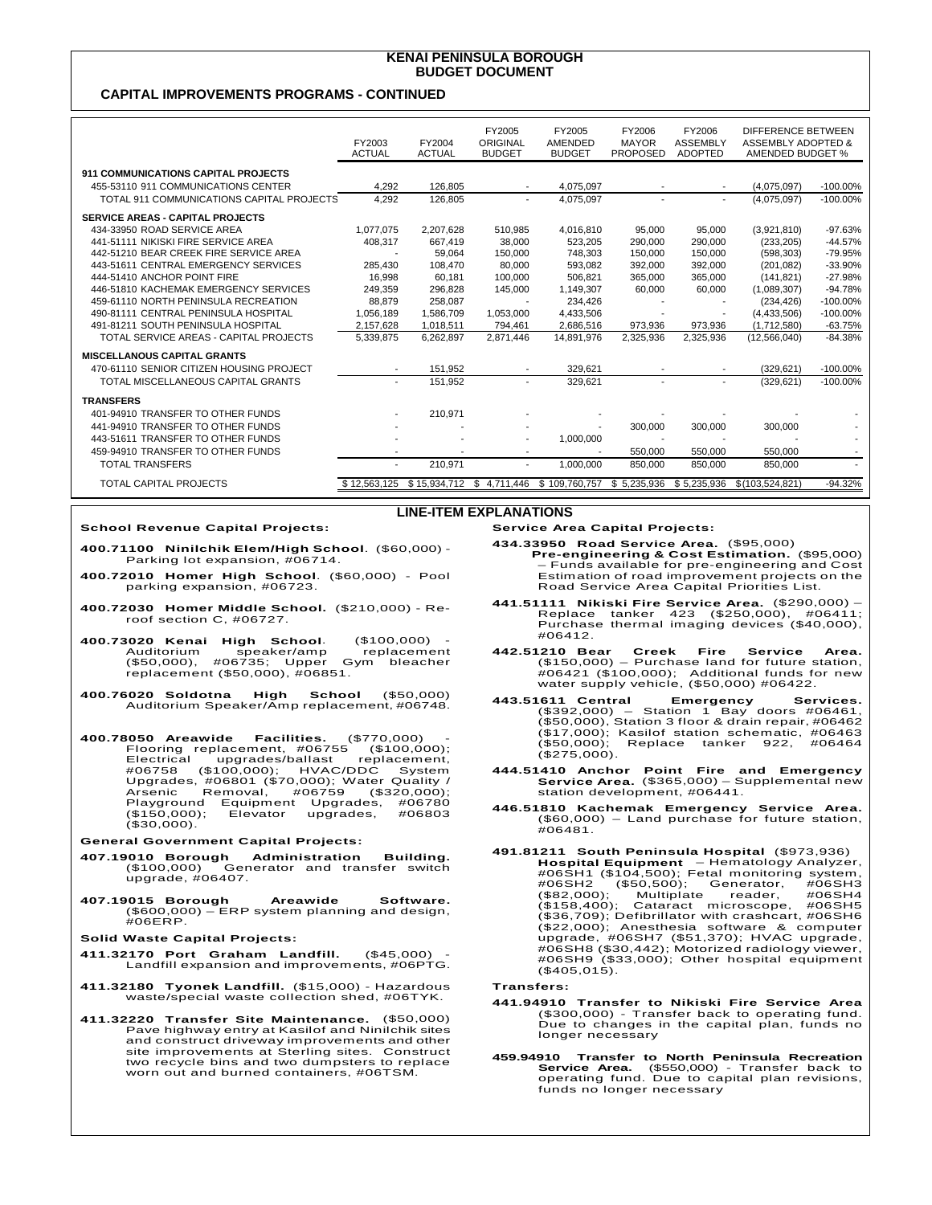# KENAI PENINSULA BOROUGH
# BUDGET DOCUMENT

## CAPITAL IMPROVEMENTS PROGRAMS - CONTINUED

| | FY2003 ACTUAL | FY2004 ACTUAL | FY2005 ORIGINAL BUDGET | FY2005 AMENDED BUDGET | FY2006 MAYOR PROPOSED | FY2006 ASSEMBLY ADOPTED | DIFFERENCE BETWEEN ASSEMBLY ADOPTED & AMENDED BUDGET | % |
|---|---|---|---|---|---|---|---|---|
| **911 COMMUNICATIONS CAPITAL PROJECTS** | | | | | | | | |
| 455-53110 911 COMMUNICATIONS CENTER | 4,292 | 126,805 | - | 4,075,097 | - | - | (4,075,097) | -100.00% |
| TOTAL 911 COMMUNICATIONS CAPITAL PROJECTS | 4,292 | 126,805 | - | 4,075,097 | - | - | (4,075,097) | -100.00% |
| **SERVICE AREAS - CAPITAL PROJECTS** | | | | | | | | |
| 434-33950 ROAD SERVICE AREA | 1,077,075 | 2,207,628 | 510,985 | 4,016,810 | 95,000 | 95,000 | (3,921,810) | -97.63% |
| 441-51111 NIKISKI FIRE SERVICE AREA | 408,317 | 667,419 | 38,000 | 523,205 | 290,000 | 290,000 | (233,205) | -44.57% |
| 442-51210 BEAR CREEK FIRE SERVICE AREA | - | 59,064 | 150,000 | 748,303 | 150,000 | 150,000 | (598,303) | -79.95% |
| 443-51611 CENTRAL EMERGENCY SERVICES | 285,430 | 108,470 | 80,000 | 593,082 | 392,000 | 392,000 | (201,082) | -33.90% |
| 444-51410 ANCHOR POINT FIRE | 16,998 | 60,181 | 100,000 | 506,821 | 365,000 | 365,000 | (141,821) | -27.98% |
| 446-51810 KACHEMAK EMERGENCY SERVICES | 249,359 | 296,828 | 145,000 | 1,149,307 | 60,000 | 60,000 | (1,089,307) | -94.78% |
| 459-61110 NORTH PENINSULA RECREATION | 88,879 | 258,087 | - | 234,426 | - | - | (234,426) | -100.00% |
| 490-81111 CENTRAL PENINSULA HOSPITAL | 1,056,189 | 1,586,709 | 1,053,000 | 4,433,506 | - | - | (4,433,506) | -100.00% |
| 491-81211 SOUTH PENINSULA HOSPITAL | 2,157,628 | 1,018,511 | 794,461 | 2,686,516 | 973,936 | 973,936 | (1,712,580) | -63.75% |
| TOTAL SERVICE AREAS - CAPITAL PROJECTS | 5,339,875 | 6,262,897 | 2,871,446 | 14,891,976 | 2,325,936 | 2,325,936 | (12,566,040) | -84.38% |
| **MISCELLANOUS CAPITAL GRANTS** | | | | | | | | |
| 470-61110 SENIOR CITIZEN HOUSING PROJECT | - | 151,952 | - | 329,621 | - | - | (329,621) | -100.00% |
| TOTAL MISCELLANEOUS CAPITAL GRANTS | - | 151,952 | - | 329,621 | - | - | (329,621) | -100.00% |
| **TRANSFERS** | | | | | | | | |
| 401-94910 TRANSFER TO OTHER FUNDS | - | 210,971 | - | - | - | - | - | - |
| 441-94910 TRANSFER TO OTHER FUNDS | - | - | - | - | 300,000 | 300,000 | 300,000 | - |
| 443-51611 TRANSFER TO OTHER FUNDS | - | - | - | 1,000,000 | - | - | - | - |
| 459-94910 TRANSFER TO OTHER FUNDS | - | - | - | - | 550,000 | 550,000 | 550,000 | - |
| TOTAL TRANSFERS | - | 210,971 | - | 1,000,000 | 850,000 | 850,000 | 850,000 | - |
| TOTAL CAPITAL PROJECTS | $ 12,563,125 | $ 15,934,712 | $ 4,711,446 | $ 109,760,757 | $ 5,235,936 | $ 5,235,936 | $ (103,524,821) | -94.32% |

## LINE-ITEM EXPLANATIONS

### School Revenue Capital Projects:

**400.71100 Ninilchik Elem/High School**. ($60,000) - Parking lot expansion, #06714.

**400.72010 Homer High School**. ($60,000) - Pool parking expansion, #06723.

**400.72030 Homer Middle School.** ($210,000) - Re-roof section C, #06727.

**400.73020 Kenai High School**. ($100,000) - Auditorium speaker/amp replacement ($50,000), #06735; Upper Gym bleacher replacement ($50,000), #06851.

**400.76020 Soldotna High School** ($50,000) Auditorium Speaker/Amp replacement, #06748.

**400.78050 Areawide Facilities.** ($770,000) - Flooring replacement, #06755 ($100,000); Electrical upgrades/ballast replacement, #06758 ($100,000); HVAC/DDC System Upgrades, #06801 ($70,000); Water Quality / Arsenic Removal, #06759 ($320,000); Playground Equipment Upgrades, #06780 ($150,000); Elevator upgrades, #06803 ($30,000).

### General Government Capital Projects:

**407.19010 Borough Administration Building.** ($100,000) Generator and transfer switch upgrade, #06407.

**407.19015 Borough Areawide Software.** ($600,000) – ERP system planning and design, #06ERP.

### Solid Waste Capital Projects:

**411.32170 Port Graham Landfill.** ($45,000) - Landfill expansion and improvements, #06PTG.

**411.32180 Tyonek Landfill.** ($15,000) - Hazardous waste/special waste collection shed, #06TYK.

**411.32220 Transfer Site Maintenance.** ($50,000) Pave highway entry at Kasilof and Ninilchik sites and construct driveway improvements and other site improvements at Sterling sites. Construct two recycle bins and two dumpsters to replace worn out and burned containers, #06TSM.

### Service Area Capital Projects:

**434.33950 Road Service Area.** ($95,000) **Pre-engineering & Cost Estimation.** ($95,000) – Funds available for pre-engineering and Cost Estimation of road improvement projects on the Road Service Area Capital Priorities List.

**441.51111 Nikiski Fire Service Area.** ($290,000) – Replace tanker 423 ($250,000), #06411; Purchase thermal imaging devices ($40,000), #06412.

**442.51210 Bear Creek Fire Service Area.** ($150,000) – Purchase land for future station, #06421 ($100,000); Additional funds for new water supply vehicle, ($50,000) #06422.

**443.51611 Central Emergency Services.** ($392,000) – Station 1 Bay doors #06461, ($50,000), Station 3 floor & drain repair, #06462 ($17,000); Kasilof station schematic, #06463 ($50,000); Replace tanker 922, #06464 ($275,000).

**444.51410 Anchor Point Fire and Emergency Service Area.** ($365,000) – Supplemental new station development, #06441.

**446.51810 Kachemak Emergency Service Area.** ($60,000) – Land purchase for future station, #06481.

**491.81211 South Peninsula Hospital** ($973,936) **Hospital Equipment** – Hematology Analyzer, #06SH1 ($104,500); Fetal monitoring system, #06SH2 ($50,500); Generator, #06SH3 ($82,000); Multiplate reader, #06SH4 ($158,400); Cataract microscope, #06SH5 ($36,709); Defibrillator with crashcart, #06SH6 ($22,000); Anesthesia software & computer upgrade, #06SH7 ($51,370); HVAC upgrade, #06SH8 ($30,442); Motorized radiology viewer, #06SH9 ($33,000); Other hospital equipment ($405,015).

### Transfers:

**441.94910 Transfer to Nikiski Fire Service Area** ($300,000) - Transfer back to operating fund. Due to changes in the capital plan, funds no longer necessary

**459.94910 Transfer to North Peninsula Recreation Service Area.** ($550,000) - Transfer back to operating fund. Due to capital plan revisions, funds no longer necessary